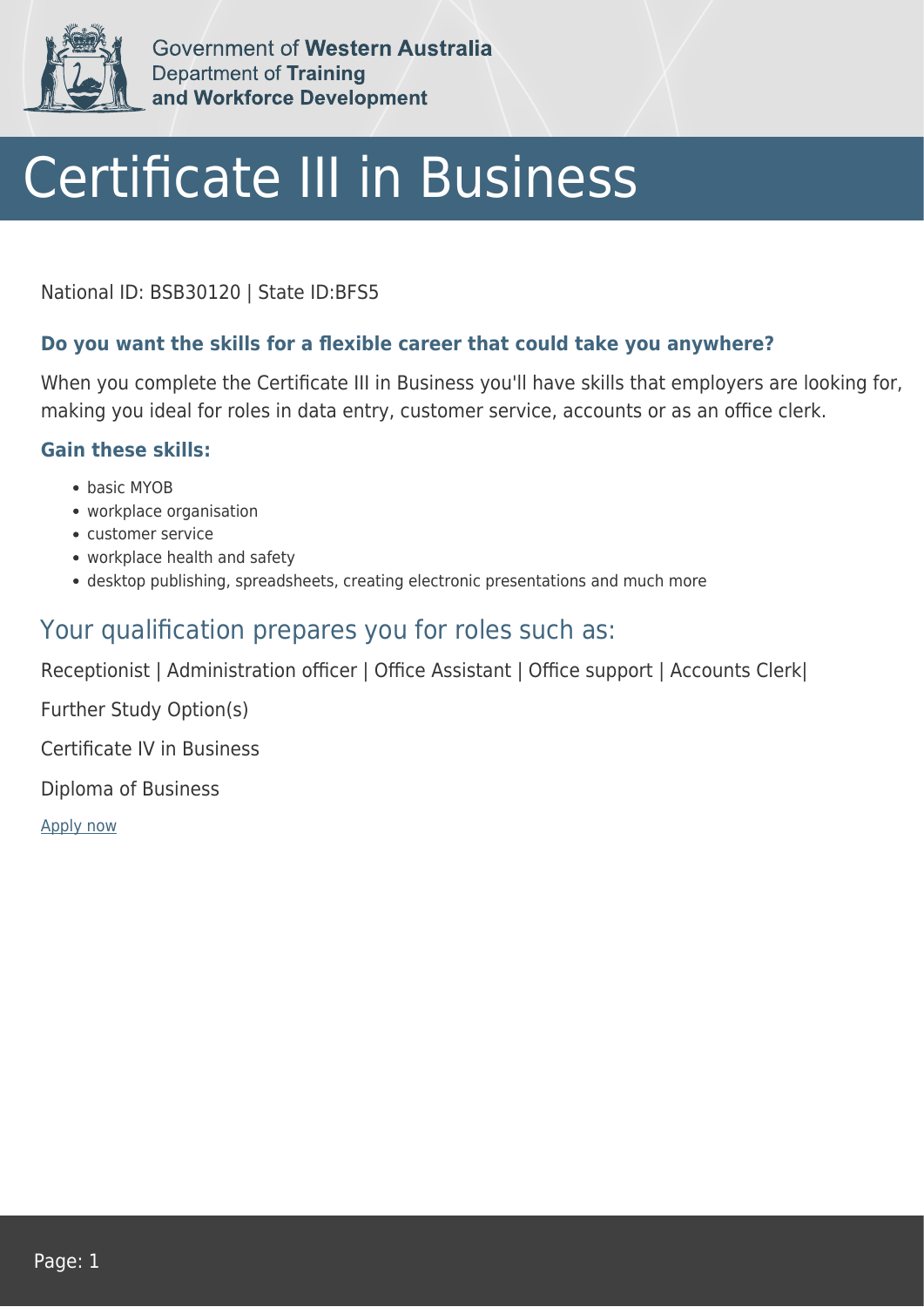Government of **Western Australia**
Department of **Training and Workforce Development**

# Certificate III in Business

National ID: BSB30120 | State ID:BFS5

### Do you want the skills for a flexible career that could take you anywhere?

When you complete the Certificate III in Business you'll have skills that employers are looking for, making you ideal for roles in data entry, customer service, accounts or as an office clerk.

### Gain these skills:

- basic MYOB
- workplace organisation
- customer service
- workplace health and safety
- desktop publishing, spreadsheets, creating electronic presentations and much more

## Your qualification prepares you for roles such as:

Receptionist | Administration officer | Office Assistant | Office support | Accounts Clerk|

Further Study Option(s)

Certificate IV in Business

Diploma of Business

Apply now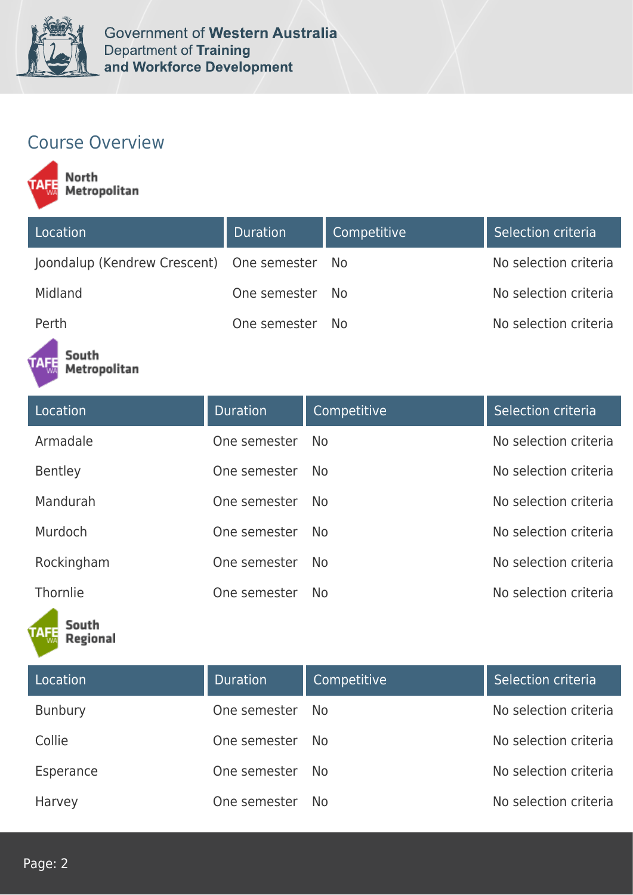## Course Overview

### North Metropolitan

| Location | Duration | Competitive | Selection criteria |
| --- | --- | --- | --- |
| Joondalup (Kendrew Crescent) | One semester | No | No selection criteria |
| Midland | One semester | No | No selection criteria |
| Perth | One semester | No | No selection criteria |

### South Metropolitan

| Location | Duration | Competitive | Selection criteria |
| --- | --- | --- | --- |
| Armadale | One semester | No | No selection criteria |
| Bentley | One semester | No | No selection criteria |
| Mandurah | One semester | No | No selection criteria |
| Murdoch | One semester | No | No selection criteria |
| Rockingham | One semester | No | No selection criteria |
| Thornlie | One semester | No | No selection criteria |

### South Regional

| Location | Duration | Competitive | Selection criteria |
| --- | --- | --- | --- |
| Bunbury | One semester | No | No selection criteria |
| Collie | One semester | No | No selection criteria |
| Esperance | One semester | No | No selection criteria |
| Harvey | One semester | No | No selection criteria |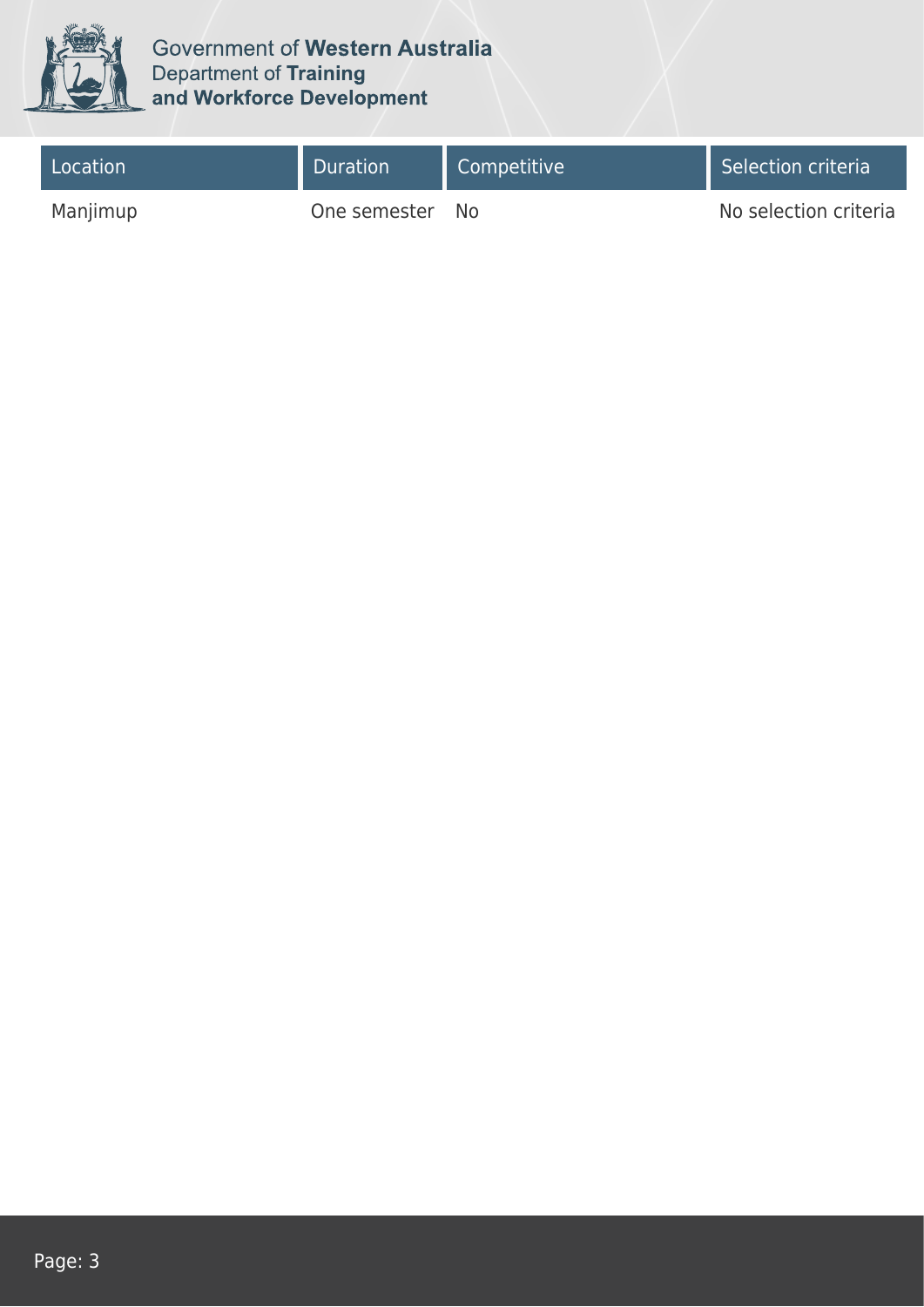| Location | Duration | Competitive | Selection criteria |
| --- | --- | --- | --- |
| Manjimup | One semester | No | No selection criteria |